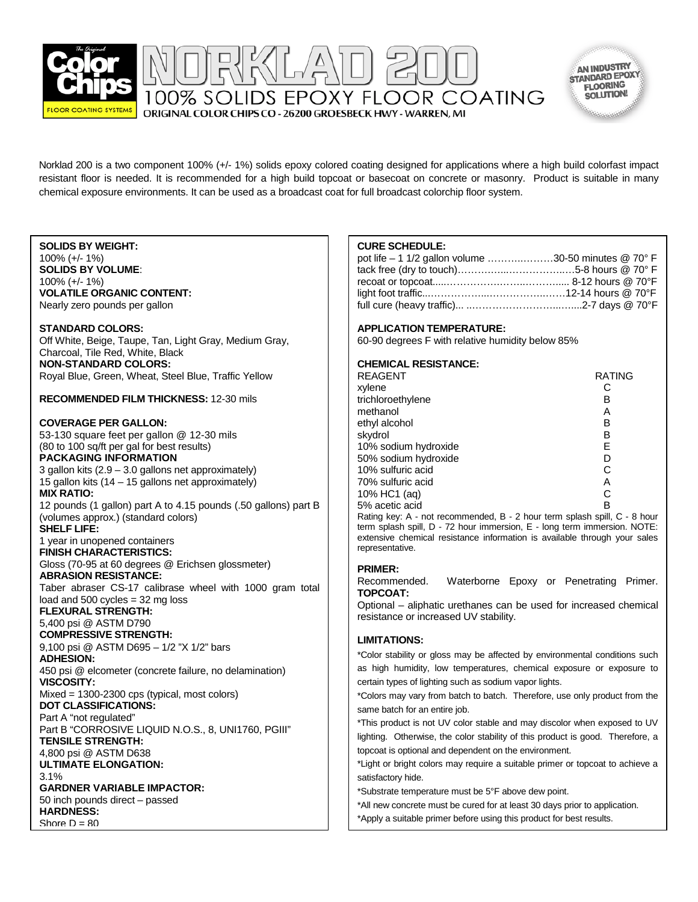# NORKLAD 200

## 100% SOLIDS EPOXY FLOOR COATING

ORIGINAL COLOR CHIPS CO - 26200 GROESBECK HWY - WARREN, MI

AN INDUSTRY STANDARD EPOXY FLOORING SOLUTION!

Norklad 200 is a two component 100% (+/- 1%) solids epoxy colored coating designed for applications where a high build colorfast impact resistant floor is needed. It is recommended for a high build topcoat or basecoat on concrete or masonry. Product is suitable in many chemical exposure environments. It can be used as a broadcast coat for full broadcast colorchip floor system.

**SOLIDS BY WEIGHT:**
100% (+/- 1%)
**SOLIDS BY VOLUME**:
100% (+/- 1%)
**VOLATILE ORGANIC CONTENT:**
Nearly zero pounds per gallon

**STANDARD COLORS:**
Off White, Beige, Taupe, Tan, Light Gray, Medium Gray, Charcoal, Tile Red, White, Black
**NON-STANDARD COLORS:**
Royal Blue, Green, Wheat, Steel Blue, Traffic Yellow

**RECOMMENDED FILM THICKNESS:** 12-30 mils

**COVERAGE PER GALLON:**
53-130 square feet per gallon @ 12-30 mils
(80 to 100 sq/ft per gal for best results)
**PACKAGING INFORMATION**
3 gallon kits (2.9 – 3.0 gallons net approximately)
15 gallon kits (14 – 15 gallons net approximately)
**MIX RATIO:**
12 pounds (1 gallon) part A to 4.15 pounds (.50 gallons) part B (volumes approx.) (standard colors)
**SHELF LIFE:**
1 year in unopened containers
**FINISH CHARACTERISTICS:**
Gloss (70-95 at 60 degrees @ Erichsen glossmeter)
**ABRASION RESISTANCE:**
Taber abraser CS-17 calibrase wheel with 1000 gram total load and 500 cycles = 32 mg loss
**FLEXURAL STRENGTH:**
5,400 psi @ ASTM D790
**COMPRESSIVE STRENGTH:**
9,100 psi @ ASTM D695 – 1/2 "X 1/2" bars
**ADHESION:**
450 psi @ elcometer (concrete failure, no delamination)
**VISCOSITY:**
Mixed = 1300-2300 cps (typical, most colors)
**DOT CLASSIFICATIONS:**
Part A "not regulated"
Part B "CORROSIVE LIQUID N.O.S., 8, UNI1760, PGIII"
**TENSILE STRENGTH:**
4,800 psi @ ASTM D638
**ULTIMATE ELONGATION:**
3.1%
**GARDNER VARIABLE IMPACTOR:**
50 inch pounds direct – passed
**HARDNESS:**
Shore D = 80

**CURE SCHEDULE:**
pot life – 1 1/2 gallon volume ……………….30-50 minutes @ 70° F
tack free (dry to touch)………………………5-8 hours @ 70° F
recoat or topcoat………………………………. 8-12 hours @ 70°F
light foot traffic………………………………12-14 hours @ 70°F
full cure (heavy traffic)... ……………………………2-7 days @ 70°F

**APPLICATION TEMPERATURE:**
60-90 degrees F with relative humidity below 85%

**CHEMICAL RESISTANCE:**

| REAGENT | RATING |
|---|---|
| xylene | C |
| trichloroethylene | B |
| methanol | A |
| ethyl alcohol | B |
| skydrol | B |
| 10% sodium hydroxide | E |
| 50% sodium hydroxide | D |
| 10% sulfuric acid | C |
| 70% sulfuric acid | A |
| 10% HC1 (aq) | C |
| 5% acetic acid | B |

Rating key: A - not recommended, B - 2 hour term splash spill, C - 8 hour term splash spill, D - 72 hour immersion, E - long term immersion. NOTE: extensive chemical resistance information is available through your sales representative.

**PRIMER:**
Recommended. Waterborne Epoxy or Penetrating Primer.
**TOPCOAT:**
Optional – aliphatic urethanes can be used for increased chemical resistance or increased UV stability.

**LIMITATIONS:**

*Color stability or gloss may be affected by environmental conditions such as high humidity, low temperatures, chemical exposure or exposure to certain types of lighting such as sodium vapor lights.

*Colors may vary from batch to batch. Therefore, use only product from the same batch for an entire job.

*This product is not UV color stable and may discolor when exposed to UV lighting. Otherwise, the color stability of this product is good. Therefore, a topcoat is optional and dependent on the environment.

*Light or bright colors may require a suitable primer or topcoat to achieve a satisfactory hide.

*Substrate temperature must be 5°F above dew point.

*All new concrete must be cured for at least 30 days prior to application.

*Apply a suitable primer before using this product for best results.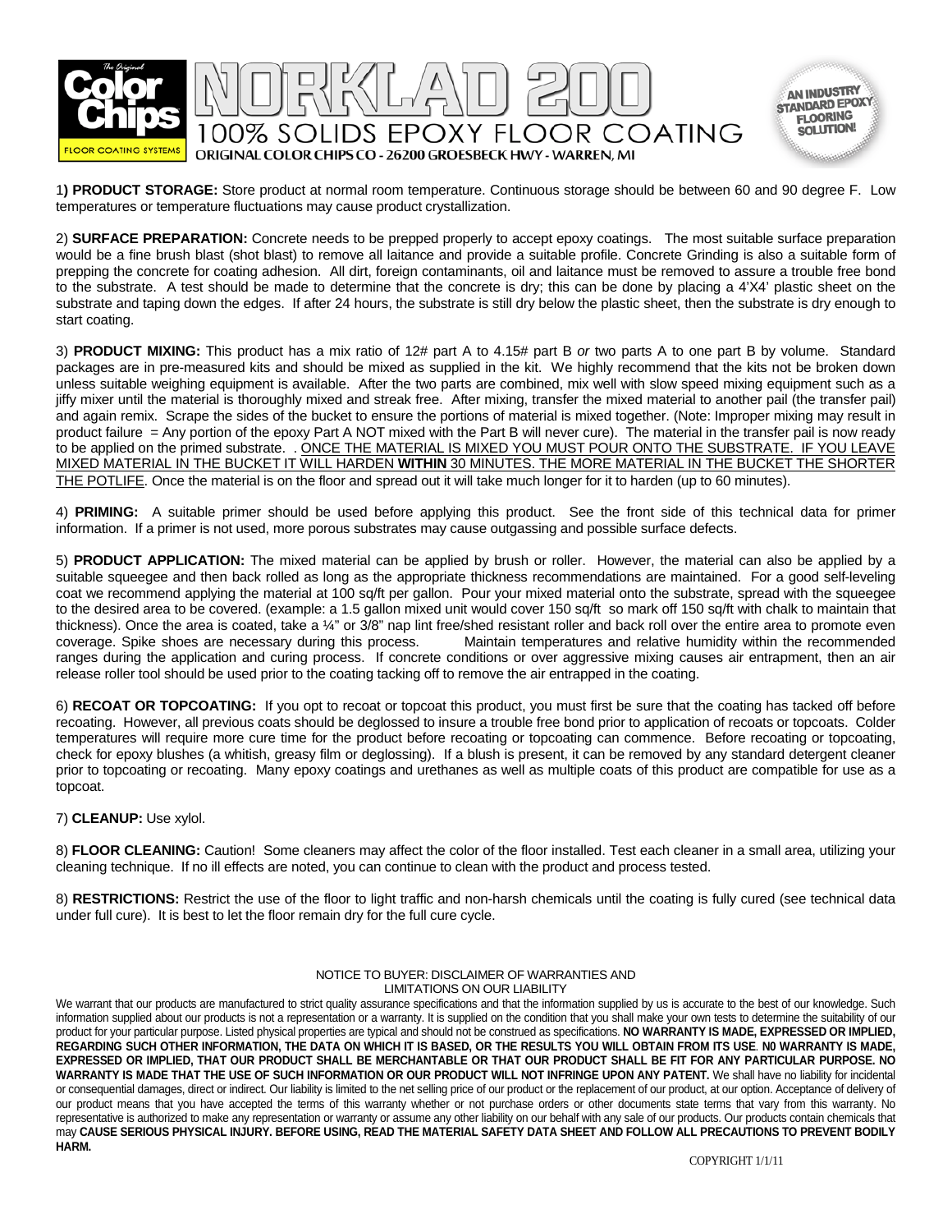# NORKLAD 200

## 100% SOLIDS EPOXY FLOOR COATING

ORIGINAL COLOR CHIPS CO - 26200 GROESBECK HWY - WARREN, MI

AN INDUSTRY STANDARD EPOXY FLOORING SOLUTION!

1**) PRODUCT STORAGE:** Store product at normal room temperature. Continuous storage should be between 60 and 90 degree F. Low temperatures or temperature fluctuations may cause product crystallization.

2) **SURFACE PREPARATION:** Concrete needs to be prepped properly to accept epoxy coatings. The most suitable surface preparation would be a fine brush blast (shot blast) to remove all laitance and provide a suitable profile. Concrete Grinding is also a suitable form of prepping the concrete for coating adhesion. All dirt, foreign contaminants, oil and laitance must be removed to assure a trouble free bond to the substrate. A test should be made to determine that the concrete is dry; this can be done by placing a 4'X4' plastic sheet on the substrate and taping down the edges. If after 24 hours, the substrate is still dry below the plastic sheet, then the substrate is dry enough to start coating.

3) **PRODUCT MIXING:** This product has a mix ratio of 12# part A to 4.15# part B *or* two parts A to one part B by volume. Standard packages are in pre-measured kits and should be mixed as supplied in the kit. We highly recommend that the kits not be broken down unless suitable weighing equipment is available. After the two parts are combined, mix well with slow speed mixing equipment such as a jiffy mixer until the material is thoroughly mixed and streak free. After mixing, transfer the mixed material to another pail (the transfer pail) and again remix. Scrape the sides of the bucket to ensure the portions of material is mixed together. (Note: Improper mixing may result in product failure = Any portion of the epoxy Part A NOT mixed with the Part B will never cure). The material in the transfer pail is now ready to be applied on the primed substrate. . <u>ONCE THE MATERIAL IS MIXED YOU MUST POUR ONTO THE SUBSTRATE. IF YOU LEAVE MIXED MATERIAL IN THE BUCKET IT WILL HARDEN **WITHIN** 30 MINUTES. THE MORE MATERIAL IN THE BUCKET THE SHORTER THE POTLIFE</u>. Once the material is on the floor and spread out it will take much longer for it to harden (up to 60 minutes).

4) **PRIMING:** A suitable primer should be used before applying this product. See the front side of this technical data for primer information. If a primer is not used, more porous substrates may cause outgassing and possible surface defects.

5) **PRODUCT APPLICATION:** The mixed material can be applied by brush or roller. However, the material can also be applied by a suitable squeegee and then back rolled as long as the appropriate thickness recommendations are maintained. For a good self-leveling coat we recommend applying the material at 100 sq/ft per gallon. Pour your mixed material onto the substrate, spread with the squeegee to the desired area to be covered. (example: a 1.5 gallon mixed unit would cover 150 sq/ft so mark off 150 sq/ft with chalk to maintain that thickness). Once the area is coated, take a ¼" or 3/8" nap lint free/shed resistant roller and back roll over the entire area to promote even coverage. Spike shoes are necessary during this process. Maintain temperatures and relative humidity within the recommended ranges during the application and curing process. If concrete conditions or over aggressive mixing causes air entrapment, then an air release roller tool should be used prior to the coating tacking off to remove the air entrapped in the coating.

6) **RECOAT OR TOPCOATING:** If you opt to recoat or topcoat this product, you must first be sure that the coating has tacked off before recoating. However, all previous coats should be deglossed to insure a trouble free bond prior to application of recoats or topcoats. Colder temperatures will require more cure time for the product before recoating or topcoating can commence. Before recoating or topcoating, check for epoxy blushes (a whitish, greasy film or deglossing). If a blush is present, it can be removed by any standard detergent cleaner prior to topcoating or recoating. Many epoxy coatings and urethanes as well as multiple coats of this product are compatible for use as a topcoat.

7) **CLEANUP:** Use xylol.

8) **FLOOR CLEANING:** Caution! Some cleaners may affect the color of the floor installed. Test each cleaner in a small area, utilizing your cleaning technique. If no ill effects are noted, you can continue to clean with the product and process tested.

8) **RESTRICTIONS:** Restrict the use of the floor to light traffic and non-harsh chemicals until the coating is fully cured (see technical data under full cure). It is best to let the floor remain dry for the full cure cycle.

NOTICE TO BUYER: DISCLAIMER OF WARRANTIES AND LIMITATIONS ON OUR LIABILITY

We warrant that our products are manufactured to strict quality assurance specifications and that the information supplied by us is accurate to the best of our knowledge. Such information supplied about our products is not a representation or a warranty. It is supplied on the condition that you shall make your own tests to determine the suitability of our product for your particular purpose. Listed physical properties are typical and should not be construed as specifications. **NO WARRANTY IS MADE, EXPRESSED OR IMPLIED, REGARDING SUCH OTHER INFORMATION, THE DATA ON WHICH IT IS BASED, OR THE RESULTS YOU WILL OBTAIN FROM ITS USE**. **N0 WARRANTY IS MADE, EXPRESSED OR IMPLIED, THAT OUR PRODUCT SHALL BE MERCHANTABLE OR THAT OUR PRODUCT SHALL BE FIT FOR ANY PARTICULAR PURPOSE. NO WARRANTY IS MADE THAT THE USE OF SUCH INFORMATION OR OUR PRODUCT WILL NOT INFRINGE UPON ANY PATENT.** We shall have no liability for incidental or consequential damages, direct or indirect. Our liability is limited to the net selling price of our product or the replacement of our product, at our option. Acceptance of delivery of our product means that you have accepted the terms of this warranty whether or not purchase orders or other documents state terms that vary from this warranty. No representative is authorized to make any representation or warranty or assume any other liability on our behalf with any sale of our products. Our products contain chemicals that may **CAUSE SERIOUS PHYSICAL INJURY. BEFORE USING, READ THE MATERIAL SAFETY DATA SHEET AND FOLLOW ALL PRECAUTIONS TO PREVENT BODILY HARM.**

COPYRIGHT 1/1/11